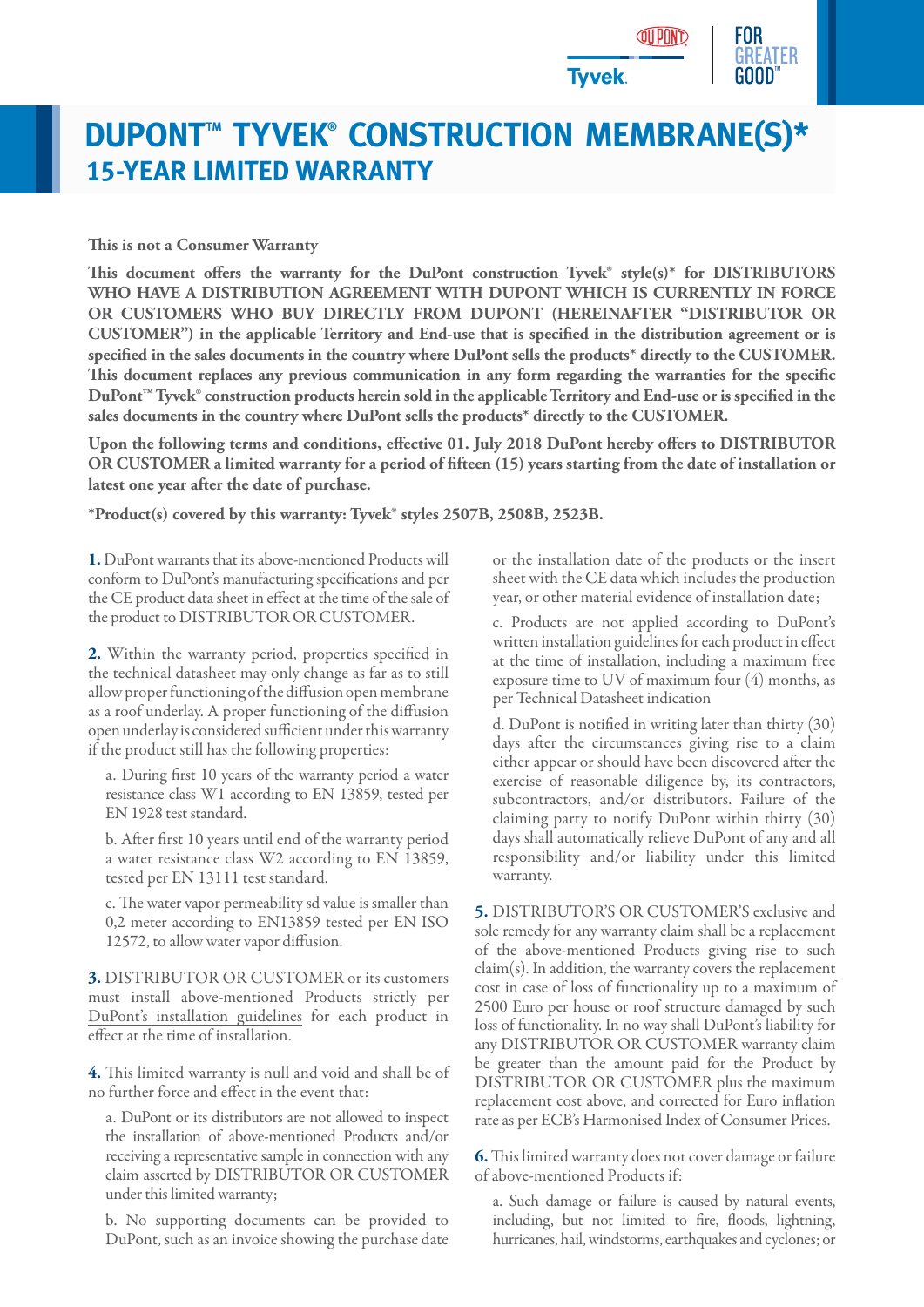# DUPONT™ TYVEK® CONSTRUCTION MEMBRANE(S)*

## 15-YEAR LIMITED WARRANTY

**This is not a Consumer Warranty**

**This document offers the warranty for the DuPont construction Tyvek® style(s)* for DISTRIBUTORS WHO HAVE A DISTRIBUTION AGREEMENT WITH DUPONT WHICH IS CURRENTLY IN FORCE OR CUSTOMERS WHO BUY DIRECTLY FROM DUPONT (HEREINAFTER "DISTRIBUTOR OR CUSTOMER") in the applicable Territory and End-use that is specified in the distribution agreement or is specified in the sales documents in the country where DuPont sells the products* directly to the CUSTOMER. This document replaces any previous communication in any form regarding the warranties for the specific DuPont™ Tyvek® construction products herein sold in the applicable Territory and End-use or is specified in the sales documents in the country where DuPont sells the products* directly to the CUSTOMER.**

**Upon the following terms and conditions, effective 01. July 2018 DuPont hereby offers to DISTRIBUTOR OR CUSTOMER a limited warranty for a period of fifteen (15) years starting from the date of installation or latest one year after the date of purchase.**

**\*Product(s) covered by this warranty: Tyvek® styles 2507B, 2508B, 2523B.**

**1.** DuPont warrants that its above-mentioned Products will conform to DuPont's manufacturing specifications and per the CE product data sheet in effect at the time of the sale of the product to DISTRIBUTOR OR CUSTOMER.

**2.** Within the warranty period, properties specified in the technical datasheet may only change as far as to still allow proper functioning of the diffusion open membrane as a roof underlay. A proper functioning of the diffusion open underlay is considered sufficient under this warranty if the product still has the following properties:

a. During first 10 years of the warranty period a water resistance class W1 according to EN 13859, tested per EN 1928 test standard.

b. After first 10 years until end of the warranty period a water resistance class W2 according to EN 13859, tested per EN 13111 test standard.

c. The water vapor permeability sd value is smaller than 0,2 meter according to EN13859 tested per EN ISO 12572, to allow water vapor diffusion.

**3.** DISTRIBUTOR OR CUSTOMER or its customers must install above-mentioned Products strictly per DuPont's installation guidelines for each product in effect at the time of installation.

**4.** This limited warranty is null and void and shall be of no further force and effect in the event that:

a. DuPont or its distributors are not allowed to inspect the installation of above-mentioned Products and/or receiving a representative sample in connection with any claim asserted by DISTRIBUTOR OR CUSTOMER under this limited warranty;

b. No supporting documents can be provided to DuPont, such as an invoice showing the purchase date or the installation date of the products or the insert sheet with the CE data which includes the production year, or other material evidence of installation date;

c. Products are not applied according to DuPont's written installation guidelines for each product in effect at the time of installation, including a maximum free exposure time to UV of maximum four (4) months, as per Technical Datasheet indication

d. DuPont is notified in writing later than thirty (30) days after the circumstances giving rise to a claim either appear or should have been discovered after the exercise of reasonable diligence by, its contractors, subcontractors, and/or distributors. Failure of the claiming party to notify DuPont within thirty (30) days shall automatically relieve DuPont of any and all responsibility and/or liability under this limited warranty.

**5.** DISTRIBUTOR'S OR CUSTOMER'S exclusive and sole remedy for any warranty claim shall be a replacement of the above-mentioned Products giving rise to such claim(s). In addition, the warranty covers the replacement cost in case of loss of functionality up to a maximum of 2500 Euro per house or roof structure damaged by such loss of functionality. In no way shall DuPont's liability for any DISTRIBUTOR OR CUSTOMER warranty claim be greater than the amount paid for the Product by DISTRIBUTOR OR CUSTOMER plus the maximum replacement cost above, and corrected for Euro inflation rate as per ECB's Harmonised Index of Consumer Prices.

**6.** This limited warranty does not cover damage or failure of above-mentioned Products if:

a. Such damage or failure is caused by natural events, including, but not limited to fire, floods, lightning, hurricanes, hail, windstorms, earthquakes and cyclones; or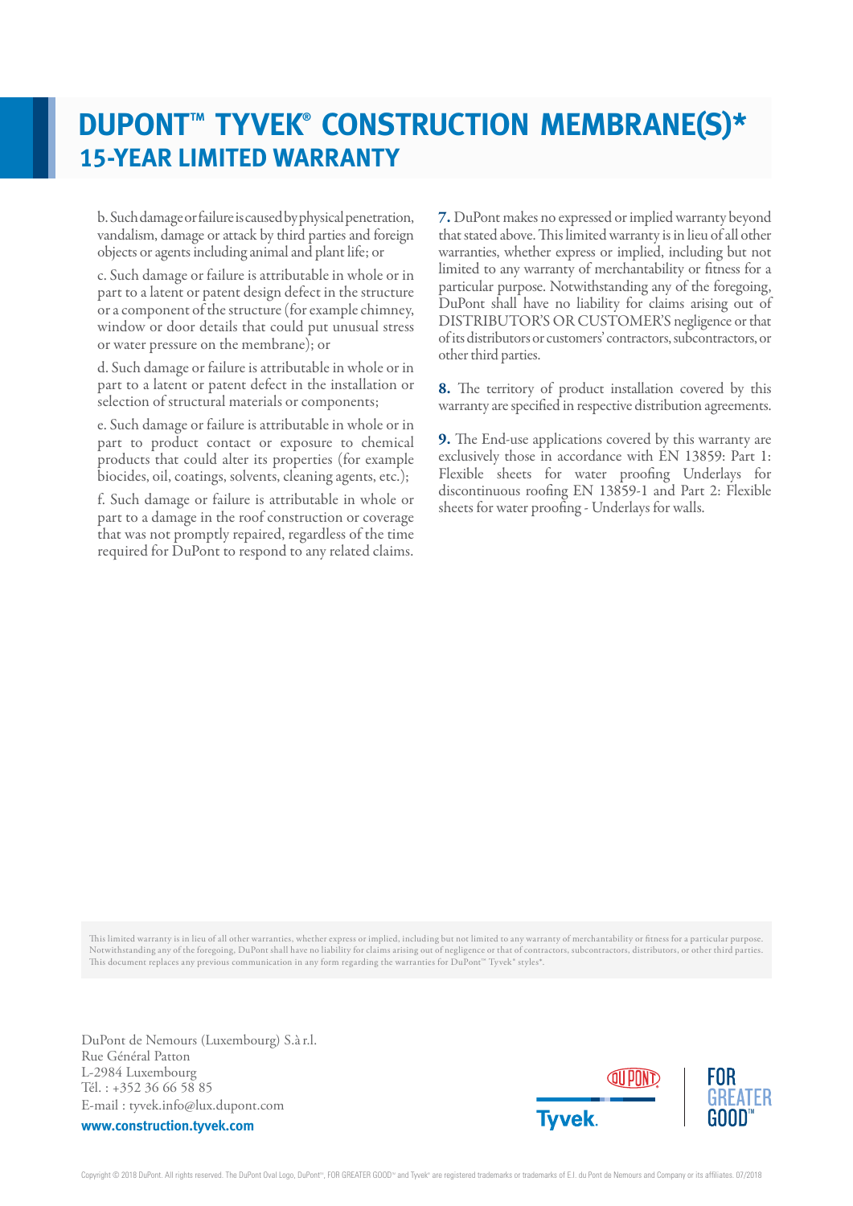# DUPONT™ TYVEK® CONSTRUCTION MEMBRANE(S)*
## 15-YEAR LIMITED WARRANTY

b. Such damage or failure is caused by physical penetration, vandalism, damage or attack by third parties and foreign objects or agents including animal and plant life; or

c. Such damage or failure is attributable in whole or in part to a latent or patent design defect in the structure or a component of the structure (for example chimney, window or door details that could put unusual stress or water pressure on the membrane); or

d. Such damage or failure is attributable in whole or in part to a latent or patent defect in the installation or selection of structural materials or components;

e. Such damage or failure is attributable in whole or in part to product contact or exposure to chemical products that could alter its properties (for example biocides, oil, coatings, solvents, cleaning agents, etc.);

f. Such damage or failure is attributable in whole or part to a damage in the roof construction or coverage that was not promptly repaired, regardless of the time required for DuPont to respond to any related claims.

**7.** DuPont makes no expressed or implied warranty beyond that stated above. This limited warranty is in lieu of all other warranties, whether express or implied, including but not limited to any warranty of merchantability or fitness for a particular purpose. Notwithstanding any of the foregoing, DuPont shall have no liability for claims arising out of DISTRIBUTOR'S OR CUSTOMER'S negligence or that of its distributors or customers' contractors, subcontractors, or other third parties.

**8.** The territory of product installation covered by this warranty are specified in respective distribution agreements.

**9.** The End-use applications covered by this warranty are exclusively those in accordance with EN 13859: Part 1: Flexible sheets for water proofing Underlays for discontinuous roofing EN 13859-1 and Part 2: Flexible sheets for water proofing - Underlays for walls.

This limited warranty is in lieu of all other warranties, whether express or implied, including but not limited to any warranty of merchantability or fitness for a particular purpose. Notwithstanding any of the foregoing, DuPont shall have no liability for claims arising out of negligence or that of contractors, subcontractors, distributors, or other third parties. This document replaces any previous communication in any form regarding the warranties for DuPont™ Tyvek® styles*.

DuPont de Nemours (Luxembourg) S.à r.l.
Rue Général Patton
L-2984 Luxembourg
Tél. : +352 36 66 58 85
E-mail : tyvek.info@lux.dupont.com
**www.construction.tyvek.com**

DUPONT | Tyvek. | FOR GREATER GOOD™

Copyright © 2018 DuPont. All rights reserved. The DuPont Oval Logo, DuPont™, FOR GREATER GOOD™ and Tyvek® are registered trademarks or trademarks of E.I. du Pont de Nemours and Company or its affiliates. 07/2018